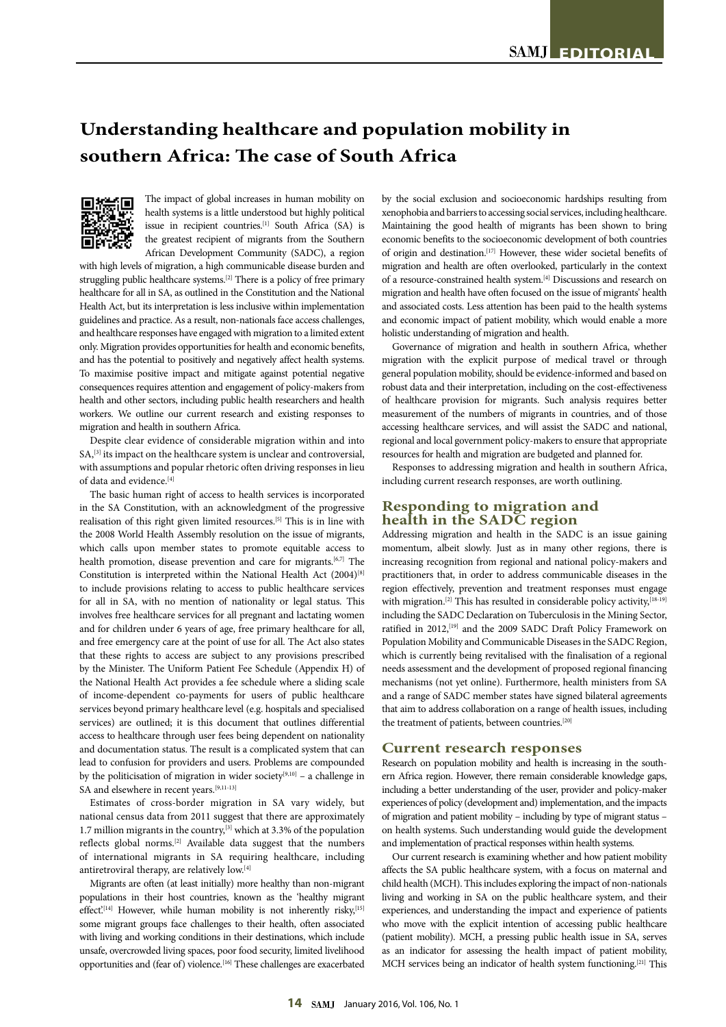# Understanding healthcare and population mobility in southern Africa: The case of South Africa

The impact of global increases in human mobility on health systems is a little understood but highly political issue in recipient countries.[1] South Africa (SA) is the greatest recipient of migrants from the Southern African Development Community (SADC), a region with high levels of migration, a high communicable disease burden and struggling public healthcare systems.[2] There is a policy of free primary healthcare for all in SA, as outlined in the Constitution and the National Health Act, but its interpretation is less inclusive within implementation guidelines and practice. As a result, non-nationals face access challenges, and healthcare responses have engaged with migration to a limited extent only. Migration provides opportunities for health and economic benefits, and has the potential to positively and negatively affect health systems. To maximise positive impact and mitigate against potential negative consequences requires attention and engagement of policy-makers from health and other sectors, including public health researchers and health workers. We outline our current research and existing responses to migration and health in southern Africa.

Despite clear evidence of considerable migration within and into SA,[3] its impact on the healthcare system is unclear and controversial, with assumptions and popular rhetoric often driving responses in lieu of data and evidence.[4]

The basic human right of access to health services is incorporated in the SA Constitution, with an acknowledgment of the progressive realisation of this right given limited resources.[5] This is in line with the 2008 World Health Assembly resolution on the issue of migrants, which calls upon member states to promote equitable access to health promotion, disease prevention and care for migrants.[6,7] The Constitution is interpreted within the National Health Act (2004)[8] to include provisions relating to access to public healthcare services for all in SA, with no mention of nationality or legal status. This involves free healthcare services for all pregnant and lactating women and for children under 6 years of age, free primary healthcare for all, and free emergency care at the point of use for all. The Act also states that these rights to access are subject to any provisions prescribed by the Minister. The Uniform Patient Fee Schedule (Appendix H) of the National Health Act provides a fee schedule where a sliding scale of income-dependent co-payments for users of public healthcare services beyond primary healthcare level (e.g. hospitals and specialised services) are outlined; it is this document that outlines differential access to healthcare through user fees being dependent on nationality and documentation status. The result is a complicated system that can lead to confusion for providers and users. Problems are compounded by the politicisation of migration in wider society[9,10] – a challenge in SA and elsewhere in recent years.[9,11-13]

Estimates of cross-border migration in SA vary widely, but national census data from 2011 suggest that there are approximately 1.7 million migrants in the country,[3] which at 3.3% of the population reflects global norms.[2] Available data suggest that the numbers of international migrants in SA requiring healthcare, including antiretroviral therapy, are relatively low.[4]

Migrants are often (at least initially) more healthy than non-migrant populations in their host countries, known as the 'healthy migrant effect'.[14] However, while human mobility is not inherently risky,[15] some migrant groups face challenges to their health, often associated with living and working conditions in their destinations, which include unsafe, overcrowded living spaces, poor food security, limited livelihood opportunities and (fear of) violence.[16] These challenges are exacerbated by the social exclusion and socioeconomic hardships resulting from xenophobia and barriers to accessing social services, including healthcare. Maintaining the good health of migrants has been shown to bring economic benefits to the socioeconomic development of both countries of origin and destination.[17] However, these wider societal benefits of migration and health are often overlooked, particularly in the context of a resource-constrained health system.[4] Discussions and research on migration and health have often focused on the issue of migrants' health and associated costs. Less attention has been paid to the health systems and economic impact of patient mobility, which would enable a more holistic understanding of migration and health.

Governance of migration and health in southern Africa, whether migration with the explicit purpose of medical travel or through general population mobility, should be evidence-informed and based on robust data and their interpretation, including on the cost-effectiveness of healthcare provision for migrants. Such analysis requires better measurement of the numbers of migrants in countries, and of those accessing healthcare services, and will assist the SADC and national, regional and local government policy-makers to ensure that appropriate resources for health and migration are budgeted and planned for.

Responses to addressing migration and health in southern Africa, including current research responses, are worth outlining.

## Responding to migration and health in the SADC region

Addressing migration and health in the SADC is an issue gaining momentum, albeit slowly. Just as in many other regions, there is increasing recognition from regional and national policy-makers and practitioners that, in order to address communicable diseases in the region effectively, prevention and treatment responses must engage with migration.[2] This has resulted in considerable policy activity,[18-19] including the SADC Declaration on Tuberculosis in the Mining Sector, ratified in 2012,[19] and the 2009 SADC Draft Policy Framework on Population Mobility and Communicable Diseases in the SADC Region, which is currently being revitalised with the finalisation of a regional needs assessment and the development of proposed regional financing mechanisms (not yet online). Furthermore, health ministers from SA and a range of SADC member states have signed bilateral agreements that aim to address collaboration on a range of health issues, including the treatment of patients, between countries.[20]

## Current research responses

Research on population mobility and health is increasing in the southern Africa region. However, there remain considerable knowledge gaps, including a better understanding of the user, provider and policy-maker experiences of policy (development and) implementation, and the impacts of migration and patient mobility – including by type of migrant status – on health systems. Such understanding would guide the development and implementation of practical responses within health systems.

Our current research is examining whether and how patient mobility affects the SA public healthcare system, with a focus on maternal and child health (MCH). This includes exploring the impact of non-nationals living and working in SA on the public healthcare system, and their experiences, and understanding the impact and experience of patients who move with the explicit intention of accessing public healthcare (patient mobility). MCH, a pressing public health issue in SA, serves as an indicator for assessing the health impact of patient mobility, MCH services being an indicator of health system functioning.[21] This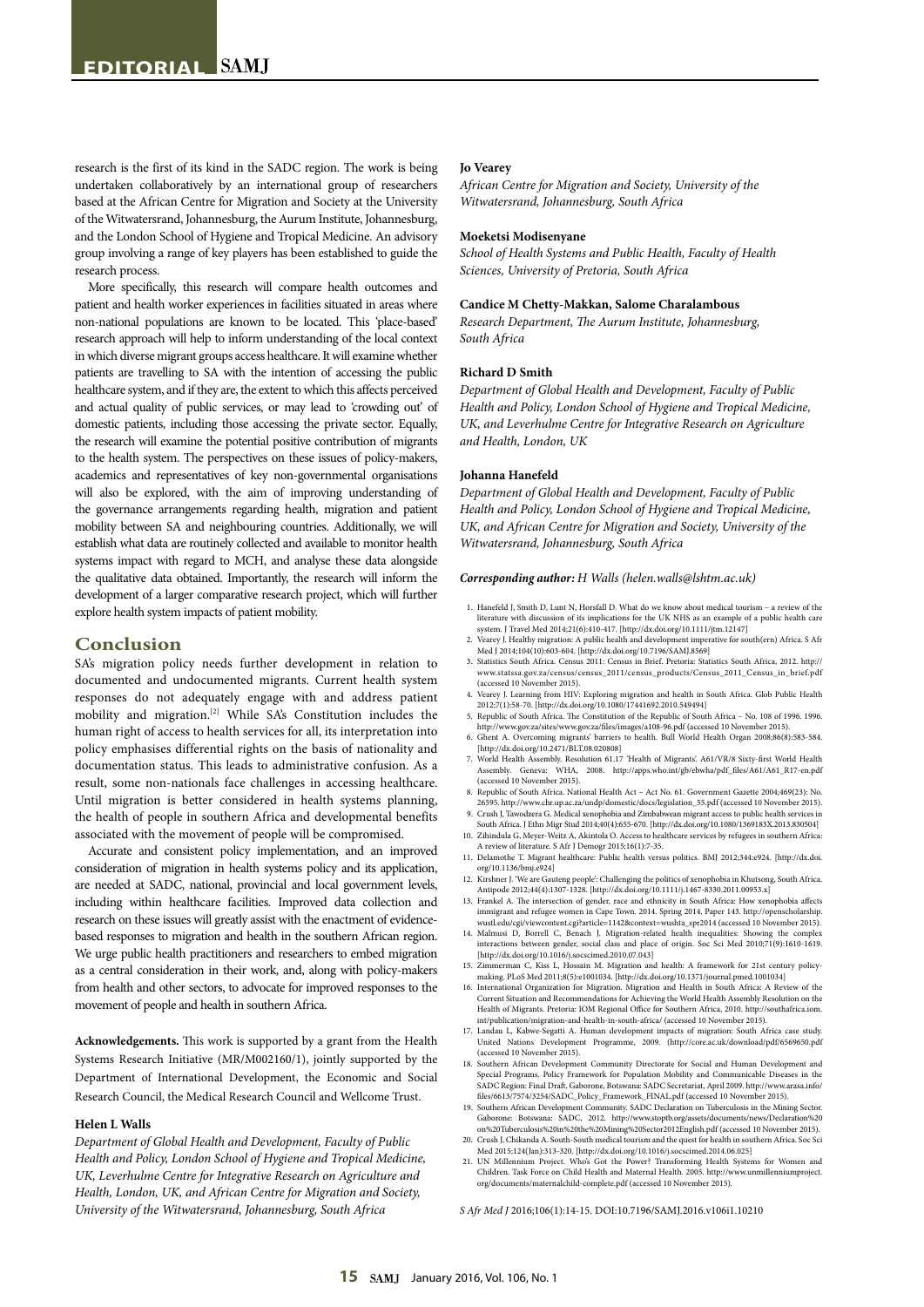research is the first of its kind in the SADC region. The work is being undertaken collaboratively by an international group of researchers based at the African Centre for Migration and Society at the University of the Witwatersrand, Johannesburg, the Aurum Institute, Johannesburg, and the London School of Hygiene and Tropical Medicine. An advisory group involving a range of key players has been established to guide the research process.

More specifically, this research will compare health outcomes and patient and health worker experiences in facilities situated in areas where non-national populations are known to be located. This 'place-based' research approach will help to inform understanding of the local context in which diverse migrant groups access healthcare. It will examine whether patients are travelling to SA with the intention of accessing the public healthcare system, and if they are, the extent to which this affects perceived and actual quality of public services, or may lead to 'crowding out' of domestic patients, including those accessing the private sector. Equally, the research will examine the potential positive contribution of migrants to the health system. The perspectives on these issues of policy-makers, academics and representatives of key non-governmental organisations will also be explored, with the aim of improving understanding of the governance arrangements regarding health, migration and patient mobility between SA and neighbouring countries. Additionally, we will establish what data are routinely collected and available to monitor health systems impact with regard to MCH, and analyse these data alongside the qualitative data obtained. Importantly, the research will inform the development of a larger comparative research project, which will further explore health system impacts of patient mobility.

## Conclusion

SA's migration policy needs further development in relation to documented and undocumented migrants. Current health system responses do not adequately engage with and address patient mobility and migration.[2] While SA's Constitution includes the human right of access to health services for all, its interpretation into policy emphasises differential rights on the basis of nationality and documentation status. This leads to administrative confusion. As a result, some non-nationals face challenges in accessing healthcare. Until migration is better considered in health systems planning, the health of people in southern Africa and developmental benefits associated with the movement of people will be compromised.

Accurate and consistent policy implementation, and an improved consideration of migration in health systems policy and its application, are needed at SADC, national, provincial and local government levels, including within healthcare facilities. Improved data collection and research on these issues will greatly assist with the enactment of evidence-based responses to migration and health in the southern African region. We urge public health practitioners and researchers to embed migration as a central consideration in their work, and, along with policy-makers from health and other sectors, to advocate for improved responses to the movement of people and health in southern Africa.

**Acknowledgements.** This work is supported by a grant from the Health Systems Research Initiative (MR/M002160/1), jointly supported by the Department of International Development, the Economic and Social Research Council, the Medical Research Council and Wellcome Trust.

**Helen L Walls**
*Department of Global Health and Development, Faculty of Public Health and Policy, London School of Hygiene and Tropical Medicine, UK, Leverhulme Centre for Integrative Research on Agriculture and Health, London, UK, and African Centre for Migration and Society, University of the Witwatersrand, Johannesburg, South Africa*

**Jo Vearey**
*African Centre for Migration and Society, University of the Witwatersrand, Johannesburg, South Africa*

**Moeketsi Modisenyane**
*School of Health Systems and Public Health, Faculty of Health Sciences, University of Pretoria, South Africa*

**Candice M Chetty-Makkan, Salome Charalambous**
*Research Department, The Aurum Institute, Johannesburg, South Africa*

**Richard D Smith**
*Department of Global Health and Development, Faculty of Public Health and Policy, London School of Hygiene and Tropical Medicine, UK, and Leverhulme Centre for Integrative Research on Agriculture and Health, London, UK*

**Johanna Hanefeld**
*Department of Global Health and Development, Faculty of Public Health and Policy, London School of Hygiene and Tropical Medicine, UK, and African Centre for Migration and Society, University of the Witwatersrand, Johannesburg, South Africa*

***Corresponding author:*** *H Walls (helen.walls@lshtm.ac.uk)*

1. Hanefeld J, Smith D, Lunt N, Horsfall D. What do we know about medical tourism – a review of the literature with discussion of its implications for the UK NHS as an example of a public health care system. J Travel Med 2014;21(6):410-417. [http://dx.doi.org/10.1111/jtm.12147]
2. Vearey J. Healthy migration: A public health and development imperative for south(ern) Africa. S Afr Med J 2014;104(10):603-604. [http://dx.doi.org/10.7196/SAMJ.8569]
3. Statistics South Africa. Census 2011: Census in Brief. Pretoria: Statistics South Africa, 2012. http://www.statssa.gov.za/census/census_2011/census_products/Census_2011_Census_in_brief.pdf (accessed 10 November 2015).
4. Vearey J. Learning from HIV: Exploring migration and health in South Africa. Glob Public Health 2012;7(1):58-70. [http://dx.doi.org/10.1080/17441692.2010.549494]
5. Republic of South Africa. The Constitution of the Republic of South Africa – No. 108 of 1996. 1996. http://www.gov.za/sites/www.gov.za/files/images/a108-96.pdf (accessed 10 November 2015).
6. Ghent A. Overcoming migrants' barriers to health. Bull World Health Organ 2008;86(8):583-584. [http://dx.doi.org/10.2471/BLT.08.020808]
7. World Health Assembly. Resolution 61.17 'Health of Migrants'. A61/VR/8 Sixty-first World Health Assembly. Geneva: WHA, 2008. http://apps.who.int/gb/ebwha/pdf_files/A61/A61_R17-en.pdf (accessed 10 November 2015).
8. Republic of South Africa. National Health Act – Act No. 61. Government Gazette 2004;469(23): No. 26595. http://www.chr.up.ac.za/undp/domestic/docs/legislation_55.pdf (accessed 10 November 2015).
9. Crush J, Tawodzera G. Medical xenophobia and Zimbabwean migrant access to public health services in South Africa. J Ethn Migr Stud 2014;40(4):655-670. [http://dx.doi.org/10.1080/1369183X.2013.830504]
10. Zihindula G, Meyer-Weitz A, Akintola O. Access to healthcare services by refugees in southern Africa: A review of literature. S Afr J Demogr 2015;16(1):7-35.
11. Delamothe T. Migrant healthcare: Public health versus politics. BMJ 2012;344:e924. [http://dx.doi.org/10.1136/bmj.e924]
12. Kirshner J. 'We are Gauteng people': Challenging the politics of xenophobia in Khutsong, South Africa. Antipode 2012;44(4):1307-1328. [http://dx.doi.org/10.1111/j.1467-8330.2011.00953.x]
13. Frankel A. The intersection of gender, race and ethnicity in South Africa: How xenophobia affects immigrant and refugee women in Cape Town. 2014. Spring 2014. Paper 143. http://openscholarship.wustl.edu/cgi/viewcontent.cgi?article=1142&context=wushta_spr2014 (accessed 10 November 2015).
14. Malmusi D, Borrell C, Benach J. Migration-related health inequalities: Showing the complex interactions between gender, social class and place of origin. Soc Sci Med 2010;71(9):1610-1619. [http://dx.doi.org/10.1016/j.socscimed.2010.07.043]
15. Zimmerman C, Kiss L, Hossain M. Migration and health: A framework for 21st century policy-making. PLoS Med 2011;8(5):e1001034. [http://dx.doi.org/10.1371/journal.pmed.1001034]
16. International Organization for Migration. Migration and Health in South Africa: A Review of the Current Situation and Recommendations for Achieving the World Health Assembly Resolution on the Health of Migrants. Pretoria: IOM Regional Office for Southern Africa, 2010. http://southafrica.iom.int/publication/migration-and-health-in-south-africa/ (accessed 10 November 2015).
17. Landau L, Kabwe-Segatti A. Human development impacts of migration: South Africa case study. United Nations Development Programme, 2009. (http://core.ac.uk/download/pdf/6569650.pdf (accessed 10 November 2015).
18. Southern African Development Community Directorate for Social and Human Development and Special Programs. Policy Framework for Population Mobility and Communicable Diseases in the SADC Region: Final Draft. Gaborone, Botswana: SADC Secretariat, April 2009. http://www.arasa.info/files/6613/7574/3254/SADC_Policy_Framework_FINAL.pdf (accessed 10 November 2015).
19. Southern African Development Community. SADC Declaration on Tuberculosis in the Mining Sector. Gaborone: Botswana: SADC, 2012. http://www.stoptb.org/assets/documents/news/Declaration%20on%20Tuberculosis%20in%20the%20Mining%20Sector2012English.pdf (accessed 10 November 2015).
20. Crush J, Chikanda A. South-South medical tourism and the quest for health in southern Africa. Soc Sci Med 2015;124(Jan):313-320. [http://dx.doi.org/10.1016/j.socscimed.2014.06.025]
21. UN Millennium Project. Who's Got the Power? Transforming Health Systems for Women and Children. Task Force on Child Health and Maternal Health. 2005. http://www.unmillenniumproject.org/documents/maternalchild-complete.pdf (accessed 10 November 2015).

*S Afr Med J* 2016;106(1):14-15. DOI:10.7196/SAMJ.2016.v106i1.10210